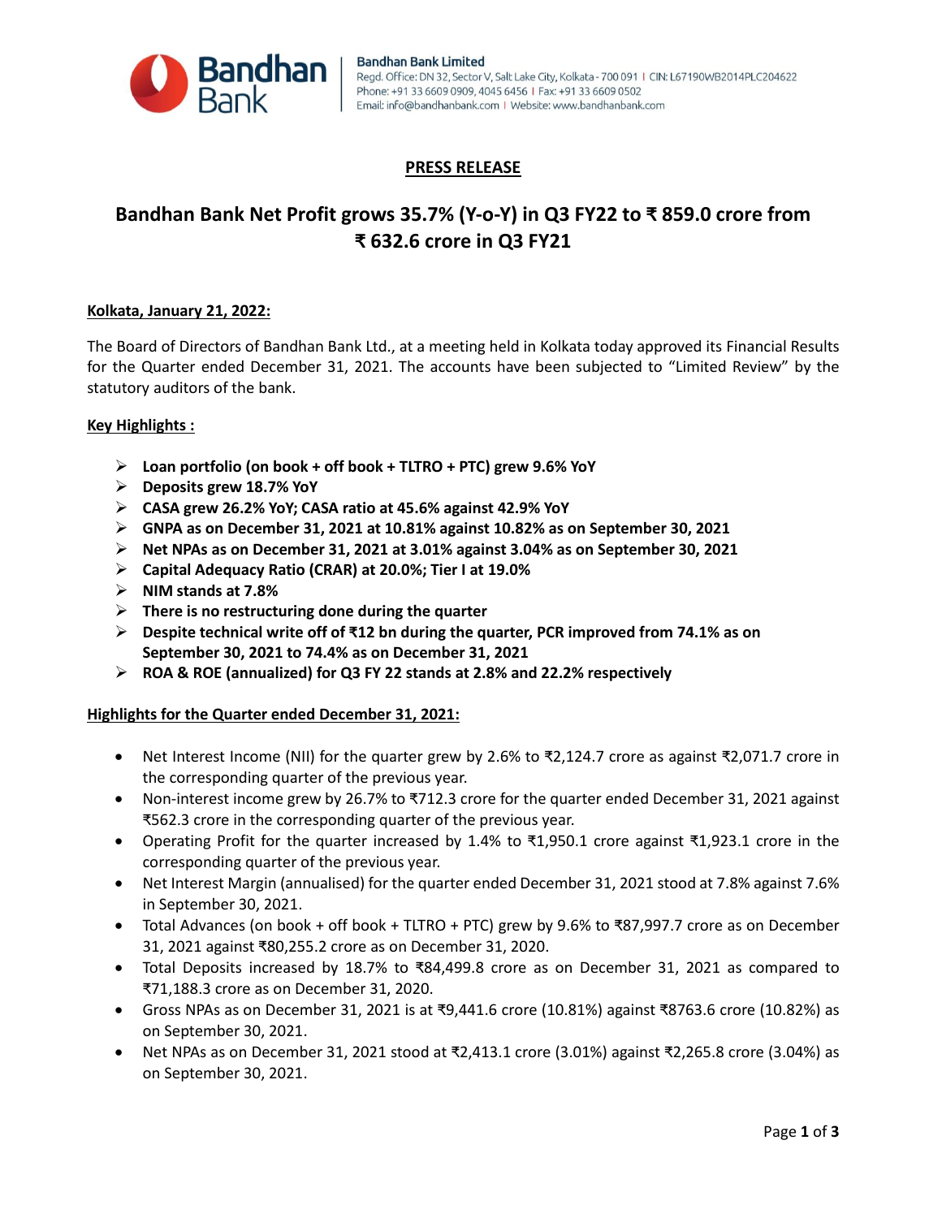**Bandhan Bank Limited**
Regd. Office: DN 32, Sector V, Salt Lake City, Kolkata - 700 091 | CIN: L67190WB2014PLC204622
Phone: +91 33 6609 0909, 4045 6456 | Fax: +91 33 6609 0502
Email: info@bandhanbank.com | Website: www.bandhanbank.com

## PRESS RELEASE

# Bandhan Bank Net Profit grows 35.7% (Y-o-Y) in Q3 FY22 to ₹ 859.0 crore from ₹ 632.6 crore in Q3 FY21

**Kolkata, January 21, 2022:**

The Board of Directors of Bandhan Bank Ltd., at a meeting held in Kolkata today approved its Financial Results for the Quarter ended December 31, 2021. The accounts have been subjected to "Limited Review" by the statutory auditors of the bank.

**Key Highlights :**

- **Loan portfolio (on book + off book + TLTRO + PTC) grew 9.6% YoY**
- **Deposits grew 18.7% YoY**
- **CASA grew 26.2% YoY; CASA ratio at 45.6% against 42.9% YoY**
- **GNPA as on December 31, 2021 at 10.81% against 10.82% as on September 30, 2021**
- **Net NPAs as on December 31, 2021 at 3.01% against 3.04% as on September 30, 2021**
- **Capital Adequacy Ratio (CRAR) at 20.0%; Tier I at 19.0%**
- **NIM stands at 7.8%**
- **There is no restructuring done during the quarter**
- **Despite technical write off of ₹12 bn during the quarter, PCR improved from 74.1% as on September 30, 2021 to 74.4% as on December 31, 2021**
- **ROA & ROE (annualized) for Q3 FY 22 stands at 2.8% and 22.2% respectively**

**Highlights for the Quarter ended December 31, 2021:**

- Net Interest Income (NII) for the quarter grew by 2.6% to ₹2,124.7 crore as against ₹2,071.7 crore in the corresponding quarter of the previous year.
- Non-interest income grew by 26.7% to ₹712.3 crore for the quarter ended December 31, 2021 against ₹562.3 crore in the corresponding quarter of the previous year.
- Operating Profit for the quarter increased by 1.4% to ₹1,950.1 crore against ₹1,923.1 crore in the corresponding quarter of the previous year.
- Net Interest Margin (annualised) for the quarter ended December 31, 2021 stood at 7.8% against 7.6% in September 30, 2021.
- Total Advances (on book + off book + TLTRO + PTC) grew by 9.6% to ₹87,997.7 crore as on December 31, 2021 against ₹80,255.2 crore as on December 31, 2020.
- Total Deposits increased by 18.7% to ₹84,499.8 crore as on December 31, 2021 as compared to ₹71,188.3 crore as on December 31, 2020.
- Gross NPAs as on December 31, 2021 is at ₹9,441.6 crore (10.81%) against ₹8763.6 crore (10.82%) as on September 30, 2021.
- Net NPAs as on December 31, 2021 stood at ₹2,413.1 crore (3.01%) against ₹2,265.8 crore (3.04%) as on September 30, 2021.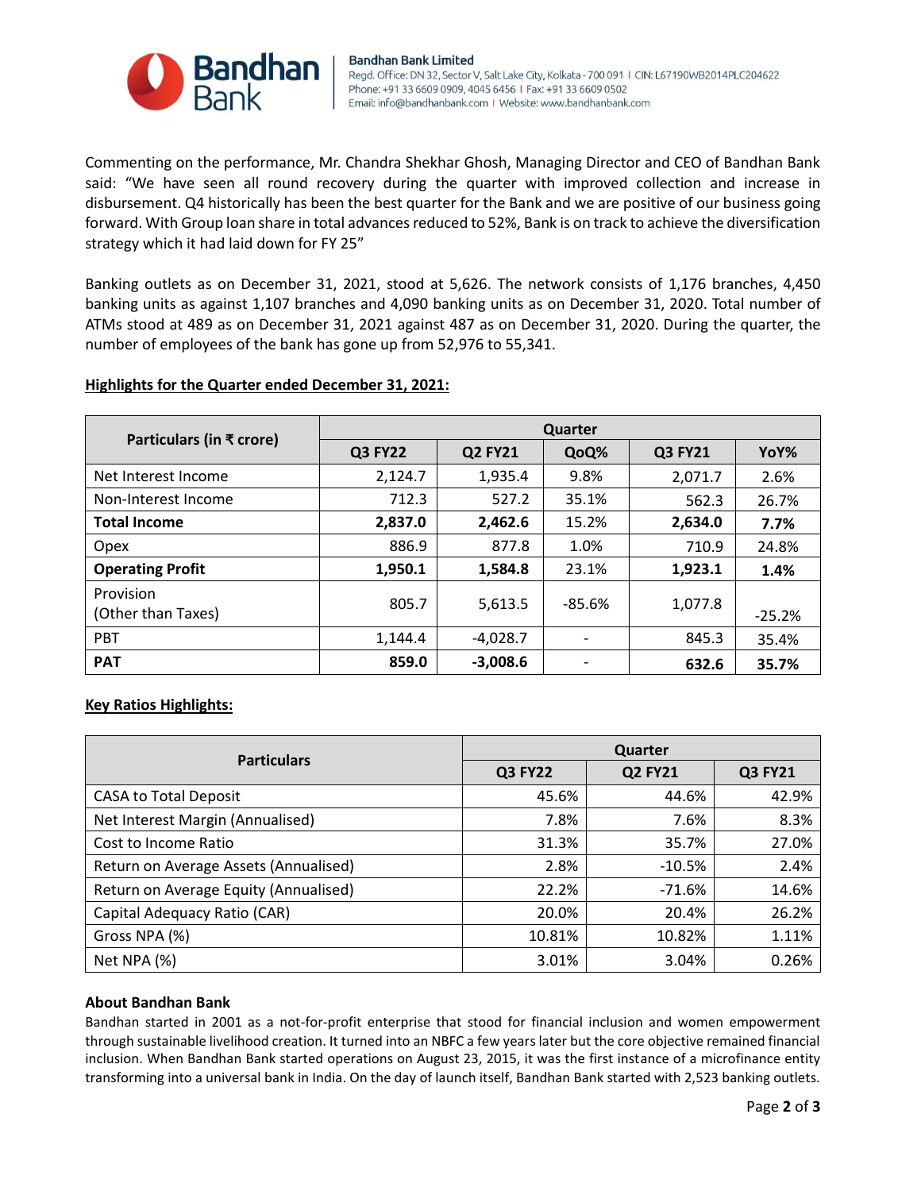Commenting on the performance, Mr. Chandra Shekhar Ghosh, Managing Director and CEO of Bandhan Bank said: "We have seen all round recovery during the quarter with improved collection and increase in disbursement. Q4 historically has been the best quarter for the Bank and we are positive of our business going forward. With Group loan share in total advances reduced to 52%, Bank is on track to achieve the diversification strategy which it had laid down for FY 25"

Banking outlets as on December 31, 2021, stood at 5,626. The network consists of 1,176 branches, 4,450 banking units as against 1,107 branches and 4,090 banking units as on December 31, 2020. Total number of ATMs stood at 489 as on December 31, 2021 against 487 as on December 31, 2020. During the quarter, the number of employees of the bank has gone up from 52,976 to 55,341.

**Highlights for the Quarter ended December 31, 2021:**

| Particulars (in ₹ crore) | Quarter | | | | |
|---|---|---|---|---|---|
| | Q3 FY22 | Q2 FY21 | QoQ% | Q3 FY21 | YoY% |
| Net Interest Income | 2,124.7 | 1,935.4 | 9.8% | 2,071.7 | 2.6% |
| Non-Interest Income | 712.3 | 527.2 | 35.1% | 562.3 | 26.7% |
| **Total Income** | **2,837.0** | **2,462.6** | 15.2% | **2,634.0** | **7.7%** |
| Opex | 886.9 | 877.8 | 1.0% | 710.9 | 24.8% |
| **Operating Profit** | **1,950.1** | **1,584.8** | 23.1% | **1,923.1** | **1.4%** |
| Provision (Other than Taxes) | 805.7 | 5,613.5 | -85.6% | 1,077.8 | -25.2% |
| PBT | 1,144.4 | -4,028.7 | - | 845.3 | 35.4% |
| **PAT** | **859.0** | **-3,008.6** | - | **632.6** | **35.7%** |

**Key Ratios Highlights:**

| Particulars | Quarter | | |
|---|---|---|---|
| | Q3 FY22 | Q2 FY21 | Q3 FY21 |
| CASA to Total Deposit | 45.6% | 44.6% | 42.9% |
| Net Interest Margin (Annualised) | 7.8% | 7.6% | 8.3% |
| Cost to Income Ratio | 31.3% | 35.7% | 27.0% |
| Return on Average Assets (Annualised) | 2.8% | -10.5% | 2.4% |
| Return on Average Equity (Annualised) | 22.2% | -71.6% | 14.6% |
| Capital Adequacy Ratio (CAR) | 20.0% | 20.4% | 26.2% |
| Gross NPA (%) | 10.81% | 10.82% | 1.11% |
| Net NPA (%) | 3.01% | 3.04% | 0.26% |

**About Bandhan Bank**

Bandhan started in 2001 as a not-for-profit enterprise that stood for financial inclusion and women empowerment through sustainable livelihood creation. It turned into an NBFC a few years later but the core objective remained financial inclusion. When Bandhan Bank started operations on August 23, 2015, it was the first instance of a microfinance entity transforming into a universal bank in India. On the day of launch itself, Bandhan Bank started with 2,523 banking outlets.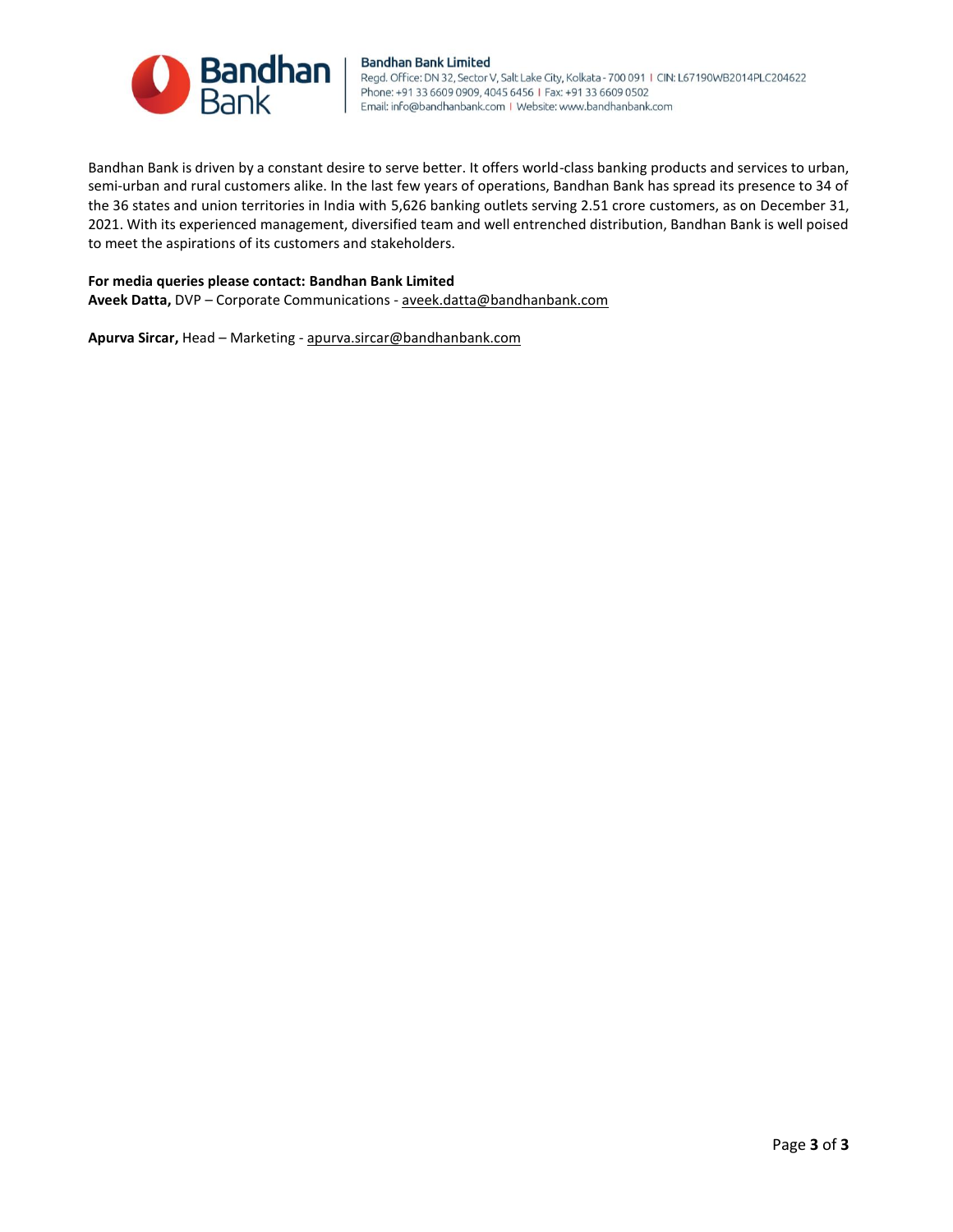Bandhan Bank is driven by a constant desire to serve better. It offers world-class banking products and services to urban, semi-urban and rural customers alike. In the last few years of operations, Bandhan Bank has spread its presence to 34 of the 36 states and union territories in India with 5,626 banking outlets serving 2.51 crore customers, as on December 31, 2021. With its experienced management, diversified team and well entrenched distribution, Bandhan Bank is well poised to meet the aspirations of its customers and stakeholders.

**For media queries please contact: Bandhan Bank Limited**
**Aveek Datta,** DVP – Corporate Communications - aveek.datta@bandhanbank.com

**Apurva Sircar,** Head – Marketing - apurva.sircar@bandhanbank.com